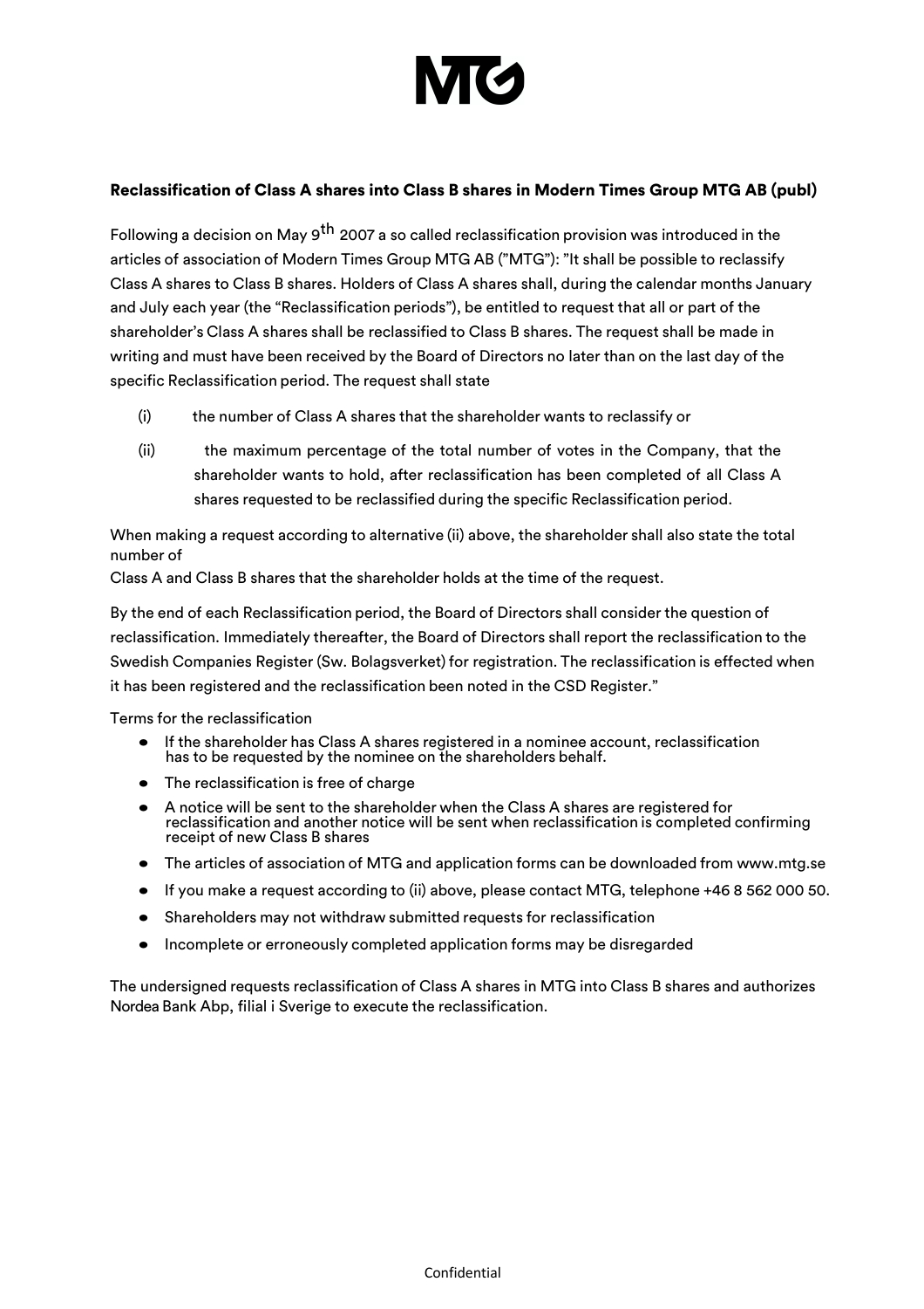# MTG

### Reclassification of Class A shares into Class B shares in Modern Times Group MTG AB (publ)

Following a decision on May 9th 2007 a so called reclassification provision was introduced in the articles of association of Modern Times Group MTG AB (”MTG”): ”It shall be possible to reclassify Class A shares to Class B shares. Holders of Class A shares shall, during the calendar months January and July each year (the “Reclassification periods”), be entitled to request that all or part of the shareholder’s Class A shares shall be reclassified to Class B shares. The request shall be made in writing and must have been received by the Board of Directors no later than on the last day of the specific Reclassification period. The request shall state

(i) the number of Class A shares that the shareholder wants to reclassify or

(ii) the maximum percentage of the total number of votes in the Company, that the shareholder wants to hold, after reclassification has been completed of all Class A shares requested to be reclassified during the specific Reclassification period.

When making a request according to alternative (ii) above, the shareholder shall also state the total number of Class A and Class B shares that the shareholder holds at the time of the request.

By the end of each Reclassification period, the Board of Directors shall consider the question of reclassification. Immediately thereafter, the Board of Directors shall report the reclassification to the Swedish Companies Register (Sw. Bolagsverket) for registration. The reclassification is effected when it has been registered and the reclassification been noted in the CSD Register.”

Terms for the reclassification

- If the shareholder has Class A shares registered in a nominee account, reclassification has to be requested by the nominee on the shareholders behalf.
- The reclassification is free of charge
- A notice will be sent to the shareholder when the Class A shares are registered for reclassification and another notice will be sent when reclassification is completed confirming receipt of new Class B shares
- The articles of association of MTG and application forms can be downloaded from www.mtg.se
- If you make a request according to (ii) above, please contact MTG, telephone +46 8 562 000 50.
- Shareholders may not withdraw submitted requests for reclassification
- Incomplete or erroneously completed application forms may be disregarded

The undersigned requests reclassification of Class A shares in MTG into Class B shares and authorizes Nordea Bank Abp, filial i Sverige to execute the reclassification.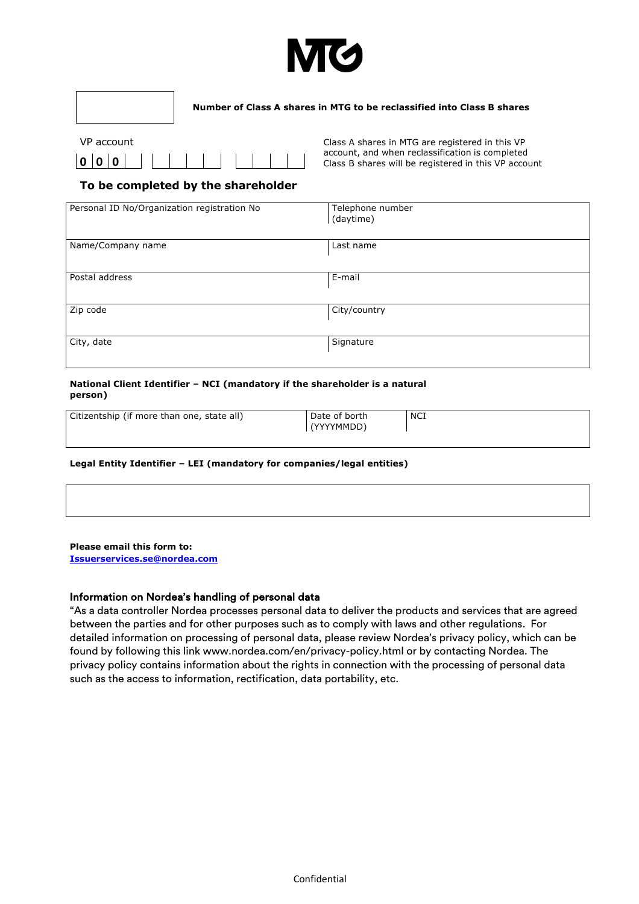MTG

| | Number of Class A shares in MTG to be reclassified into Class B shares |
|---|---|

VP account

| 0 | 0 | 0 | | | | | | | | | | | |
|---|---|---|---|---|---|---|---|---|---|---|---|---|---|

Class A shares in MTG are registered in this VP account, and when reclassification is completed Class B shares will be registered in this VP account

## To be completed by the shareholder

| | |
|---|---|
| Personal ID No/Organization registration No | Telephone number (daytime) |
| Name/Company name | Last name |
| Postal address | E-mail |
| Zip code | City/country |
| City, date | Signature |

**National Client Identifier – NCI (mandatory if the shareholder is a natural person)**

| Citizentship (if more than one, state all) | Date of borth (YYYYMMDD) | NCI |
|---|---|---|
| | | |

**Legal Entity Identifier – LEI (mandatory for companies/legal entities)**

| |
|---|
| |

**Please email this form to:**
**Issuerservices.se@nordea.com**

### Information on Nordea's handling of personal data

"As a data controller Nordea processes personal data to deliver the products and services that are agreed between the parties and for other purposes such as to comply with laws and other regulations. For detailed information on processing of personal data, please review Nordea's privacy policy, which can be found by following this link www.nordea.com/en/privacy-policy.html or by contacting Nordea. The privacy policy contains information about the rights in connection with the processing of personal data such as the access to information, rectification, data portability, etc.

Confidential